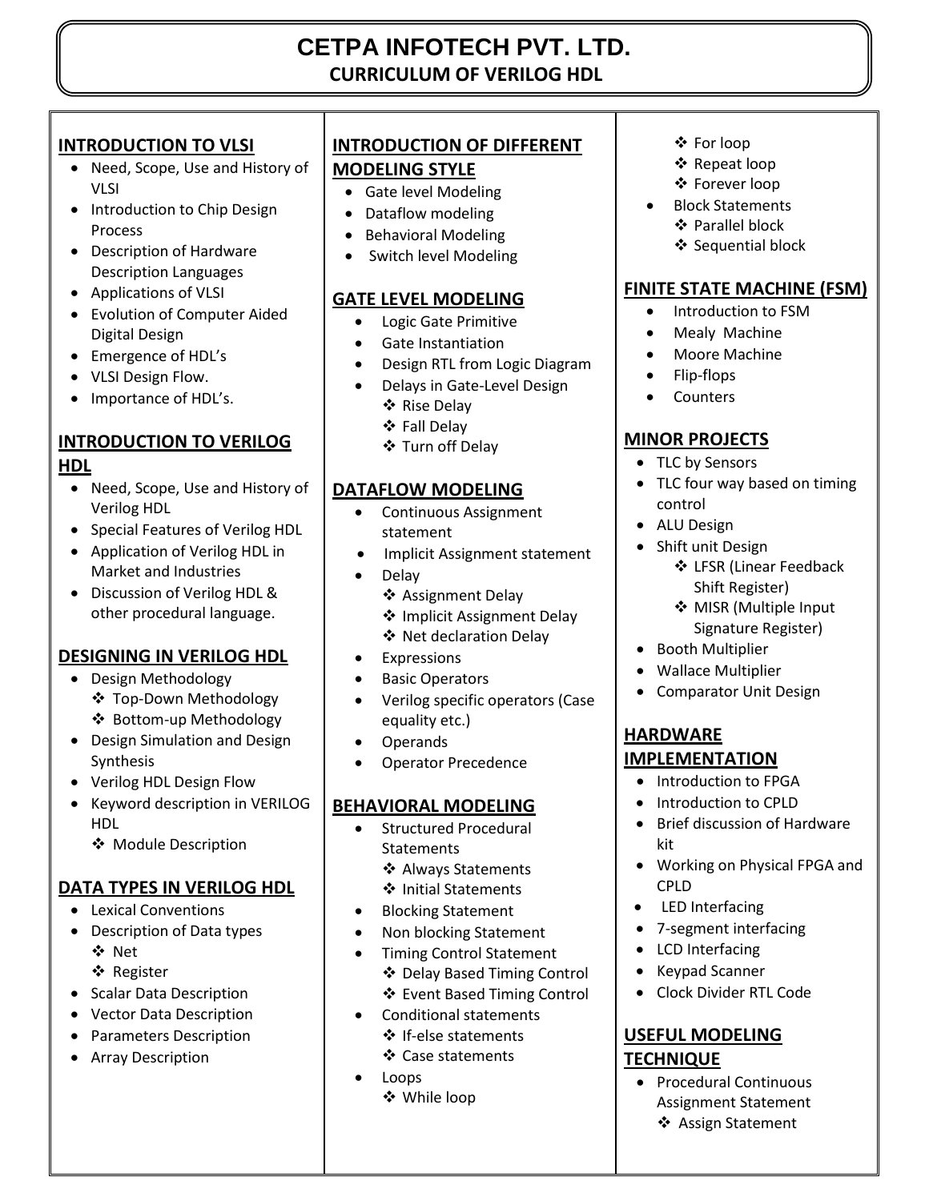# CETPA INFOTECH PVT. LTD.

## CURRICULUM OF VERILOG HDL

### INTRODUCTION TO VLSI

- Need, Scope, Use and History of VLSI
- Introduction to Chip Design Process
- Description of Hardware Description Languages
- Applications of VLSI
- Evolution of Computer Aided Digital Design
- Emergence of HDL's
- VLSI Design Flow.
- Importance of HDL's.

### INTRODUCTION TO VERILOG HDL

- Need, Scope, Use and History of Verilog HDL
- Special Features of Verilog HDL
- Application of Verilog HDL in Market and Industries
- Discussion of Verilog HDL & other procedural language.

### DESIGNING IN VERILOG HDL

- Design Methodology
  - ❖ Top-Down Methodology
  - ❖ Bottom-up Methodology
- Design Simulation and Design Synthesis
- Verilog HDL Design Flow
- Keyword description in VERILOG HDL
  - ❖ Module Description

### DATA TYPES IN VERILOG HDL

- Lexical Conventions
- Description of Data types
  - ❖ Net
  - ❖ Register
- Scalar Data Description
- Vector Data Description
- Parameters Description
- Array Description

### INTRODUCTION OF DIFFERENT MODELING STYLE

- Gate level Modeling
- Dataflow modeling
- Behavioral Modeling
- Switch level Modeling

### GATE LEVEL MODELING

- Logic Gate Primitive
- Gate Instantiation
- Design RTL from Logic Diagram
- Delays in Gate-Level Design
  - ❖ Rise Delay
  - ❖ Fall Delay
  - ❖ Turn off Delay

### DATAFLOW MODELING

- Continuous Assignment statement
- Implicit Assignment statement
- Delay
  - ❖ Assignment Delay
  - ❖ Implicit Assignment Delay
  - ❖ Net declaration Delay
- Expressions
- Basic Operators
- Verilog specific operators (Case equality etc.)
- Operands
- Operator Precedence

### BEHAVIORAL MODELING

- Structured Procedural Statements
  - ❖ Always Statements
  - ❖ Initial Statements
- Blocking Statement
- Non blocking Statement
- Timing Control Statement
  - ❖ Delay Based Timing Control
  - ❖ Event Based Timing Control
- Conditional statements
  - ❖ If-else statements
  - ❖ Case statements
- Loops
  - ❖ While loop
  - ❖ For loop
  - ❖ Repeat loop
  - ❖ Forever loop
- Block Statements
  - ❖ Parallel block
  - ❖ Sequential block

### FINITE STATE MACHINE (FSM)

- Introduction to FSM
- Mealy Machine
- Moore Machine
- Flip-flops
- Counters

### MINOR PROJECTS

- TLC by Sensors
- TLC four way based on timing control
- ALU Design
- Shift unit Design
  - ❖ LFSR (Linear Feedback Shift Register)
  - ❖ MISR (Multiple Input Signature Register)
- Booth Multiplier
- Wallace Multiplier
- Comparator Unit Design

### HARDWARE IMPLEMENTATION

- Introduction to FPGA
- Introduction to CPLD
- Brief discussion of Hardware kit
- Working on Physical FPGA and CPLD
- LED Interfacing
- 7-segment interfacing
- LCD Interfacing
- Keypad Scanner
- Clock Divider RTL Code

### USEFUL MODELING TECHNIQUE

- Procedural Continuous Assignment Statement
  - ❖ Assign Statement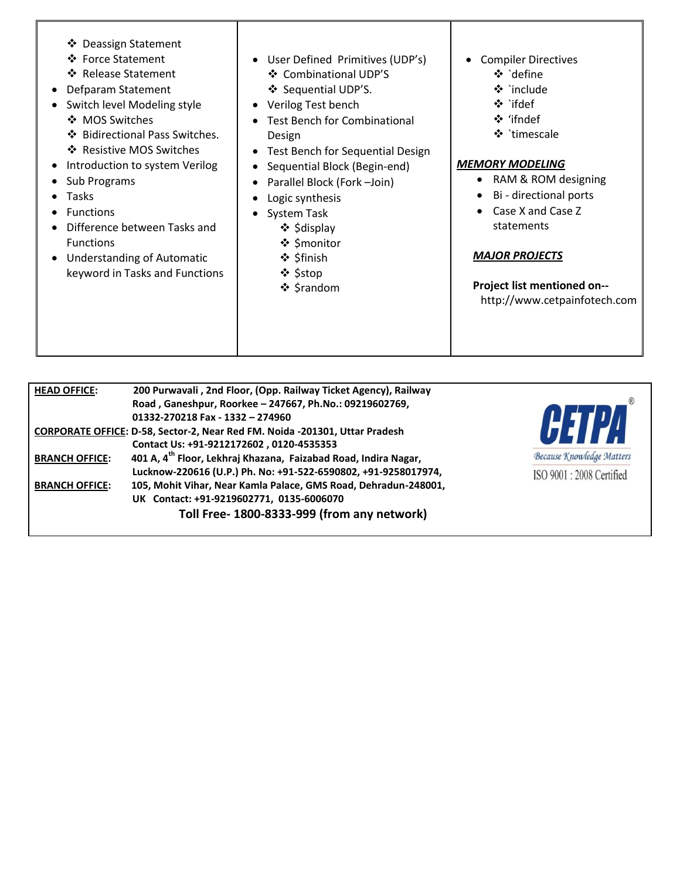- Deassign Statement
  - Force Statement
  - Release Statement
- Defparam Statement
- Switch level Modeling style
  - MOS Switches
  - Bidirectional Pass Switches.
  - Resistive MOS Switches
- Introduction to system Verilog
- Sub Programs
- Tasks
- Functions
- Difference between Tasks and Functions
- Understanding of Automatic keyword in Tasks and Functions

- User Defined Primitives (UDP's)
  - Combinational UDP'S
  - Sequential UDP'S.
- Verilog Test bench
- Test Bench for Combinational Design
- Test Bench for Sequential Design
- Sequential Block (Begin-end)
- Parallel Block (Fork –Join)
- Logic synthesis
- System Task
  - $display
  - $monitor
  - $finish
  - $stop
  - $random

- Compiler Directives
  - `define
  - `include
  - `ifdef
  - 'ifndef
  - `timescale

***MEMORY MODELING***

- RAM & ROM designing
- Bi - directional ports
- Case X and Case Z statements

***MAJOR PROJECTS***

**Project list mentioned on--**
http://www.cetpainfotech.com

**HEAD OFFICE:** **200 Purwavali , 2nd Floor, (Opp. Railway Ticket Agency), Railway Road , Ganeshpur, Roorkee – 247667, Ph.No.: 09219602769, 01332-270218 Fax - 1332 – 274960**

**CORPORATE OFFICE:** **D-58, Sector-2, Near Red FM. Noida -201301, Uttar Pradesh Contact Us: +91-9212172602 , 0120-4535353**

**BRANCH OFFICE:** **401 A, 4th Floor, Lekhraj Khazana, Faizabad Road, Indira Nagar, Lucknow-220616 (U.P.) Ph. No: +91-522-6590802, +91-9258017974,**

**BRANCH OFFICE:** **105, Mohit Vihar, Near Kamla Palace, GMS Road, Dehradun-248001, UK Contact: +91-9219602771, 0135-6006070**

**Toll Free- 1800-8333-999 (from any network)**

CETPA®
Because Knowledge Matters
ISO 9001 : 2008 Certified